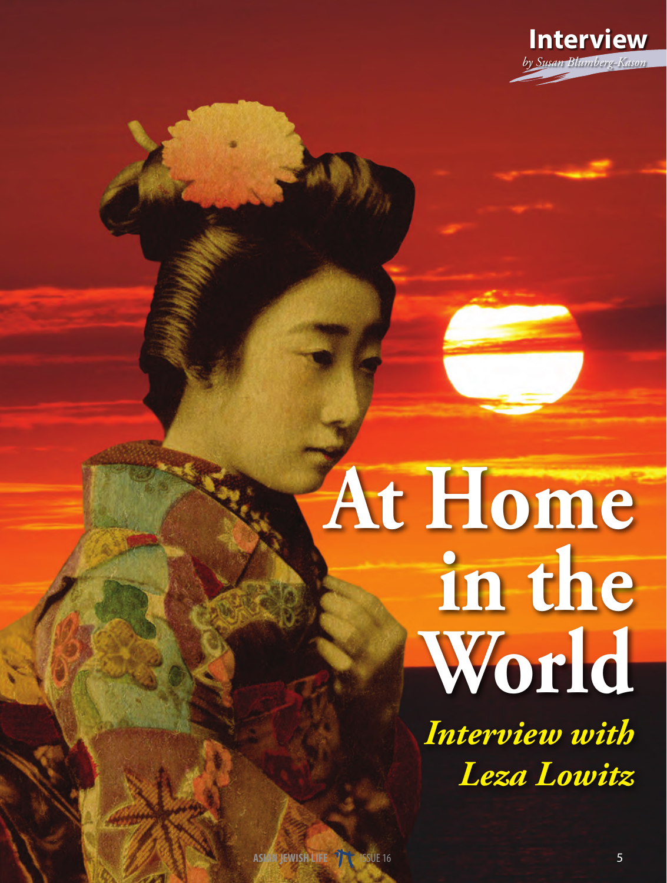Interview
*by Susan Blumberg-Kason*

# At Home in the World

## *Interview with Leza Lowitz*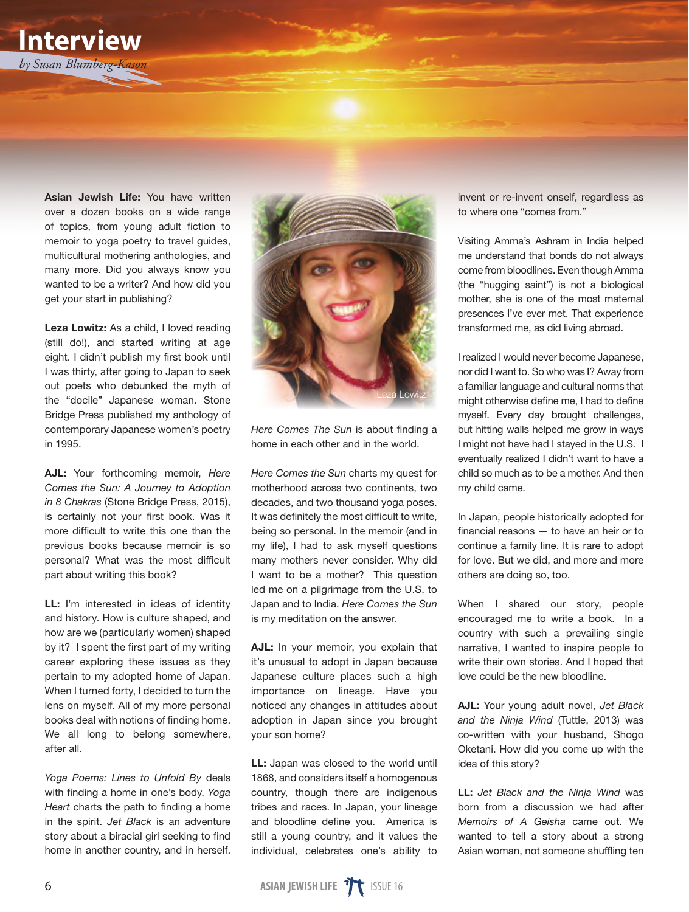# Interview

*by Susan Blumberg-Kason*

**Asian Jewish Life:** You have written over a dozen books on a wide range of topics, from young adult fiction to memoir to yoga poetry to travel guides, multicultural mothering anthologies, and many more. Did you always know you wanted to be a writer? And how did you get your start in publishing?

**Leza Lowitz:** As a child, I loved reading (still do!), and started writing at age eight. I didn't publish my first book until I was thirty, after going to Japan to seek out poets who debunked the myth of the "docile" Japanese woman. Stone Bridge Press published my anthology of contemporary Japanese women's poetry in 1995.

**AJL:** Your forthcoming memoir, *Here Comes the Sun: A Journey to Adoption in 8 Chakras* (Stone Bridge Press, 2015), is certainly not your first book. Was it more difficult to write this one than the previous books because memoir is so personal? What was the most difficult part about writing this book?

**LL:** I'm interested in ideas of identity and history. How is culture shaped, and how are we (particularly women) shaped by it? I spent the first part of my writing career exploring these issues as they pertain to my adopted home of Japan. When I turned forty, I decided to turn the lens on myself. All of my more personal books deal with notions of finding home. We all long to belong somewhere, after all.

*Yoga Poems: Lines to Unfold By* deals with finding a home in one's body. *Yoga Heart* charts the path to finding a home in the spirit. *Jet Black* is an adventure story about a biracial girl seeking to find home in another country, and in herself.

Leza Lowitz

*Here Comes The Sun* is about finding a home in each other and in the world.

*Here Comes the Sun* charts my quest for motherhood across two continents, two decades, and two thousand yoga poses. It was definitely the most difficult to write, being so personal. In the memoir (and in my life), I had to ask myself questions many mothers never consider. Why did I want to be a mother? This question led me on a pilgrimage from the U.S. to Japan and to India. *Here Comes the Sun* is my meditation on the answer.

**AJL:** In your memoir, you explain that it's unusual to adopt in Japan because Japanese culture places such a high importance on lineage. Have you noticed any changes in attitudes about adoption in Japan since you brought your son home?

**LL:** Japan was closed to the world until 1868, and considers itself a homogenous country, though there are indigenous tribes and races. In Japan, your lineage and bloodline define you. America is still a young country, and it values the individual, celebrates one's ability to invent or re-invent onself, regardless as to where one "comes from."

Visiting Amma's Ashram in India helped me understand that bonds do not always come from bloodlines. Even though Amma (the "hugging saint") is not a biological mother, she is one of the most maternal presences I've ever met. That experience transformed me, as did living abroad.

I realized I would never become Japanese, nor did I want to. So who was I? Away from a familiar language and cultural norms that might otherwise define me, I had to define myself. Every day brought challenges, but hitting walls helped me grow in ways I might not have had I stayed in the U.S. I eventually realized I didn't want to have a child so much as to be a mother. And then my child came.

In Japan, people historically adopted for financial reasons — to have an heir or to continue a family line. It is rare to adopt for love. But we did, and more and more others are doing so, too.

When I shared our story, people encouraged me to write a book. In a country with such a prevailing single narrative, I wanted to inspire people to write their own stories. And I hoped that love could be the new bloodline.

**AJL:** Your young adult novel, *Jet Black and the Ninja Wind* (Tuttle, 2013) was co-written with your husband, Shogo Oketani. How did you come up with the idea of this story?

**LL:** *Jet Black and the Ninja Wind* was born from a discussion we had after *Memoirs of A Geisha* came out. We wanted to tell a story about a strong Asian woman, not someone shuffling ten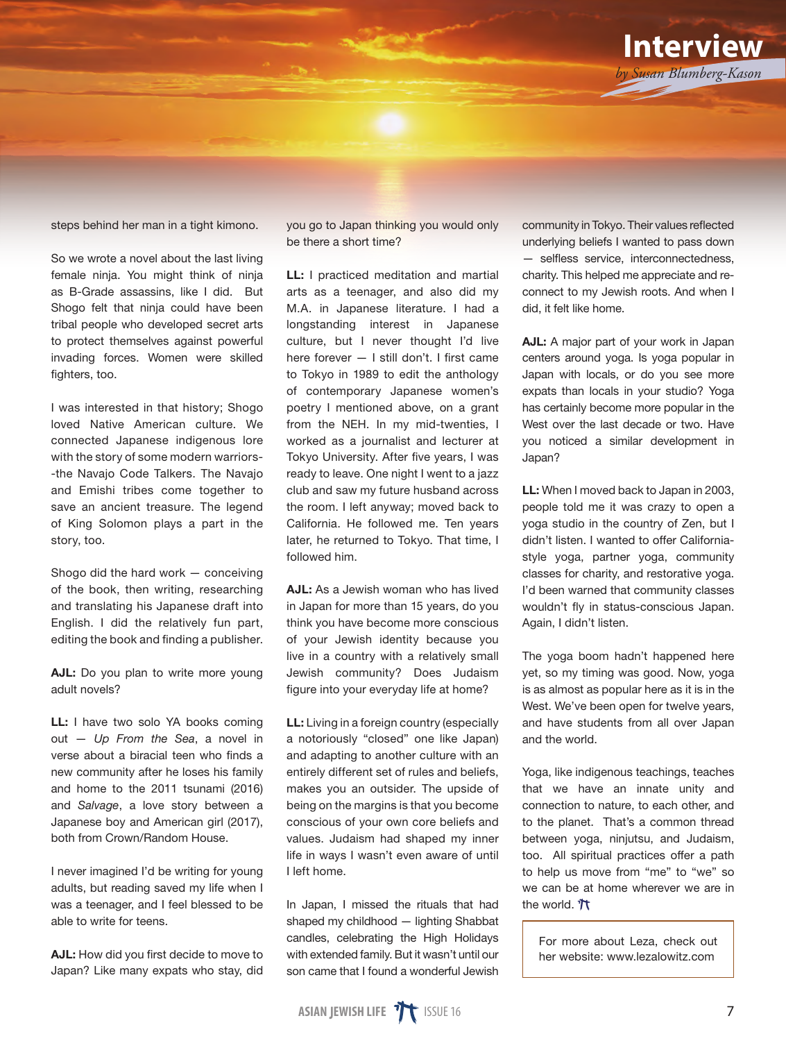steps behind her man in a tight kimono.

So we wrote a novel about the last living female ninja. You might think of ninja as B-Grade assassins, like I did. But Shogo felt that ninja could have been tribal people who developed secret arts to protect themselves against powerful invading forces. Women were skilled fighters, too.

I was interested in that history; Shogo loved Native American culture. We connected Japanese indigenous lore with the story of some modern warriors--the Navajo Code Talkers. The Navajo and Emishi tribes come together to save an ancient treasure. The legend of King Solomon plays a part in the story, too.

Shogo did the hard work — conceiving of the book, then writing, researching and translating his Japanese draft into English. I did the relatively fun part, editing the book and finding a publisher.

**AJL:** Do you plan to write more young adult novels?

**LL:** I have two solo YA books coming out — *Up From the Sea*, a novel in verse about a biracial teen who finds a new community after he loses his family and home to the 2011 tsunami (2016) and *Salvage*, a love story between a Japanese boy and American girl (2017), both from Crown/Random House.

I never imagined I'd be writing for young adults, but reading saved my life when I was a teenager, and I feel blessed to be able to write for teens.

**AJL:** How did you first decide to move to Japan? Like many expats who stay, did you go to Japan thinking you would only be there a short time?

**LL:** I practiced meditation and martial arts as a teenager, and also did my M.A. in Japanese literature. I had a longstanding interest in Japanese culture, but I never thought I'd live here forever — I still don't. I first came to Tokyo in 1989 to edit the anthology of contemporary Japanese women's poetry I mentioned above, on a grant from the NEH. In my mid-twenties, I worked as a journalist and lecturer at Tokyo University. After five years, I was ready to leave. One night I went to a jazz club and saw my future husband across the room. I left anyway; moved back to California. He followed me. Ten years later, he returned to Tokyo. That time, I followed him.

**AJL:** As a Jewish woman who has lived in Japan for more than 15 years, do you think you have become more conscious of your Jewish identity because you live in a country with a relatively small Jewish community? Does Judaism figure into your everyday life at home?

**LL:** Living in a foreign country (especially a notoriously "closed" one like Japan) and adapting to another culture with an entirely different set of rules and beliefs, makes you an outsider. The upside of being on the margins is that you become conscious of your own core beliefs and values. Judaism had shaped my inner life in ways I wasn't even aware of until I left home.

In Japan, I missed the rituals that had shaped my childhood — lighting Shabbat candles, celebrating the High Holidays with extended family. But it wasn't until our son came that I found a wonderful Jewish community in Tokyo. Their values reflected underlying beliefs I wanted to pass down — selfless service, interconnectedness, charity. This helped me appreciate and re-connect to my Jewish roots. And when I did, it felt like home.

**AJL:** A major part of your work in Japan centers around yoga. Is yoga popular in Japan with locals, or do you see more expats than locals in your studio? Yoga has certainly become more popular in the West over the last decade or two. Have you noticed a similar development in Japan?

**LL:** When I moved back to Japan in 2003, people told me it was crazy to open a yoga studio in the country of Zen, but I didn't listen. I wanted to offer California-style yoga, partner yoga, community classes for charity, and restorative yoga. I'd been warned that community classes wouldn't fly in status-conscious Japan. Again, I didn't listen.

The yoga boom hadn't happened here yet, so my timing was good. Now, yoga is as almost as popular here as it is in the West. We've been open for twelve years, and have students from all over Japan and the world.

Yoga, like indigenous teachings, teaches that we have an innate unity and connection to nature, to each other, and to the planet. That's a common thread between yoga, ninjutsu, and Judaism, too. All spiritual practices offer a path to help us move from "me" to "we" so we can be at home wherever we are in the world.

For more about Leza, check out her website: www.lezalowitz.com